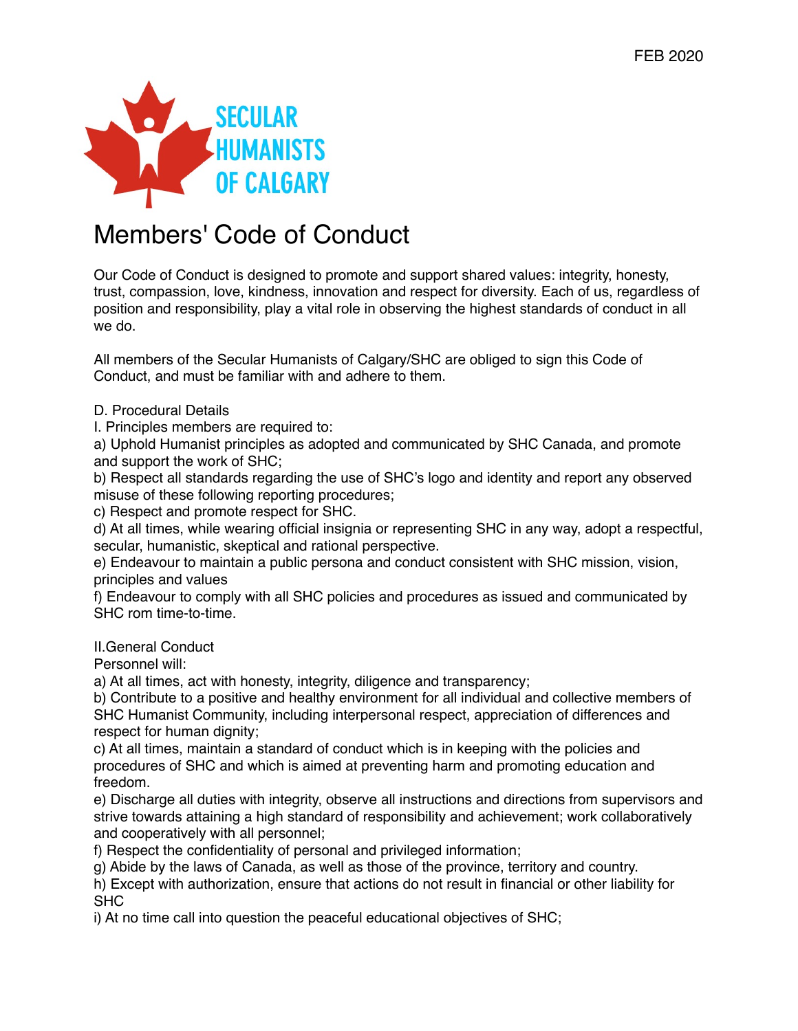FEB 2020

SECULAR HUMANISTS OF CALGARY

# Members' Code of Conduct

Our Code of Conduct is designed to promote and support shared values: integrity, honesty, trust, compassion, love, kindness, innovation and respect for diversity. Each of us, regardless of position and responsibility, play a vital role in observing the highest standards of conduct in all we do.

All members of the Secular Humanists of Calgary/SHC are obliged to sign this Code of Conduct, and must be familiar with and adhere to them.

D. Procedural Details

I. Principles members are required to:

a) Uphold Humanist principles as adopted and communicated by SHC Canada, and promote and support the work of SHC;

b) Respect all standards regarding the use of SHC's logo and identity and report any observed misuse of these following reporting procedures;

c) Respect and promote respect for SHC.

d) At all times, while wearing official insignia or representing SHC in any way, adopt a respectful, secular, humanistic, skeptical and rational perspective.

e) Endeavour to maintain a public persona and conduct consistent with SHC mission, vision, principles and values

f) Endeavour to comply with all SHC policies and procedures as issued and communicated by SHC rom time-to-time.

II.General Conduct

Personnel will:

a) At all times, act with honesty, integrity, diligence and transparency;

b) Contribute to a positive and healthy environment for all individual and collective members of SHC Humanist Community, including interpersonal respect, appreciation of differences and respect for human dignity;

c) At all times, maintain a standard of conduct which is in keeping with the policies and procedures of SHC and which is aimed at preventing harm and promoting education and freedom.

e) Discharge all duties with integrity, observe all instructions and directions from supervisors and strive towards attaining a high standard of responsibility and achievement; work collaboratively and cooperatively with all personnel;

f) Respect the confidentiality of personal and privileged information;

g) Abide by the laws of Canada, as well as those of the province, territory and country.

h) Except with authorization, ensure that actions do not result in financial or other liability for SHC

i) At no time call into question the peaceful educational objectives of SHC;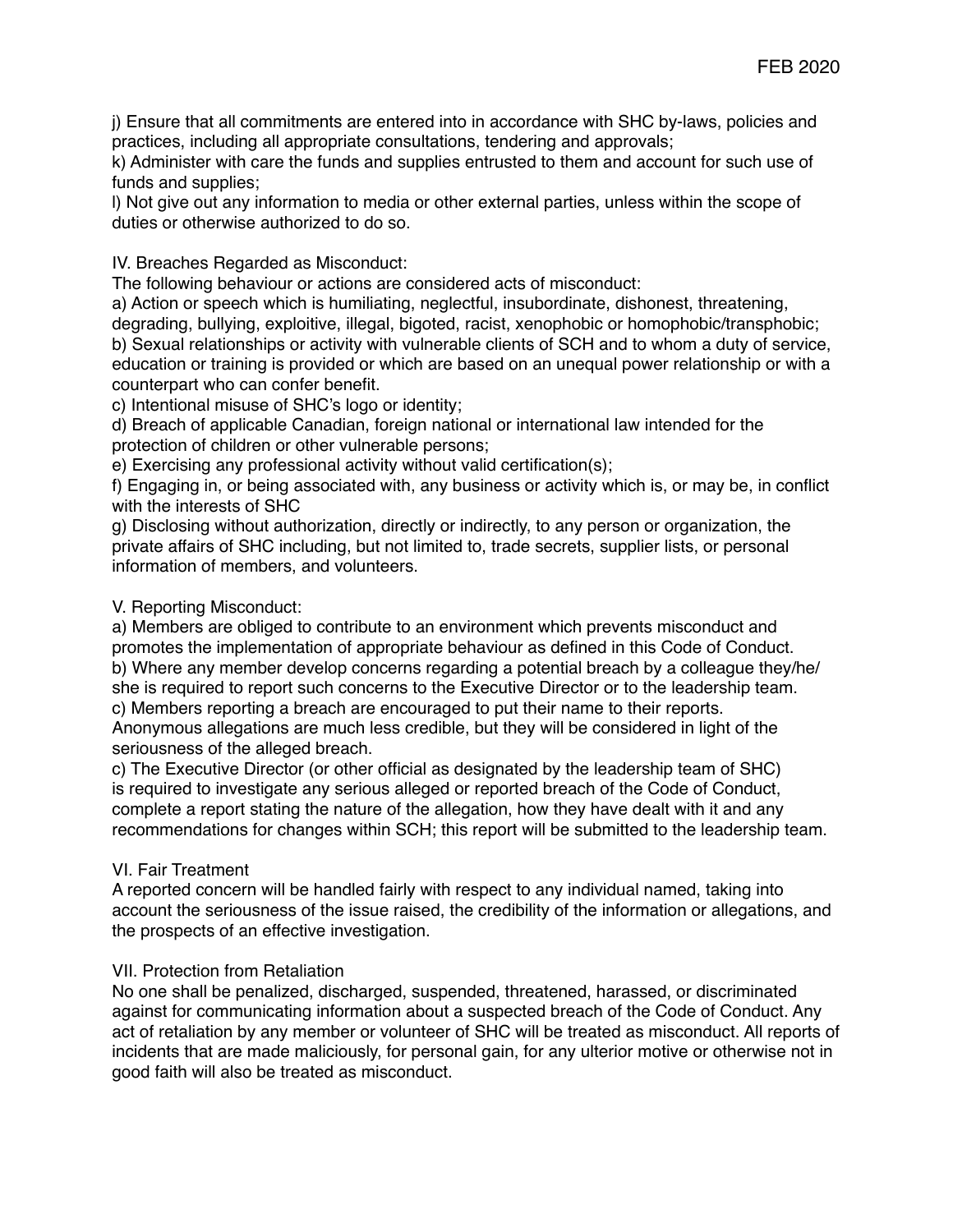j) Ensure that all commitments are entered into in accordance with SHC by-laws, policies and practices, including all appropriate consultations, tendering and approvals;

k) Administer with care the funds and supplies entrusted to them and account for such use of funds and supplies;

l) Not give out any information to media or other external parties, unless within the scope of duties or otherwise authorized to do so.

## IV. Breaches Regarded as Misconduct:

The following behaviour or actions are considered acts of misconduct:

a) Action or speech which is humiliating, neglectful, insubordinate, dishonest, threatening, degrading, bullying, exploitive, illegal, bigoted, racist, xenophobic or homophobic/transphobic;

b) Sexual relationships or activity with vulnerable clients of SCH and to whom a duty of service, education or training is provided or which are based on an unequal power relationship or with a counterpart who can confer benefit.

c) Intentional misuse of SHC's logo or identity;

d) Breach of applicable Canadian, foreign national or international law intended for the protection of children or other vulnerable persons;

e) Exercising any professional activity without valid certification(s);

f) Engaging in, or being associated with, any business or activity which is, or may be, in conflict with the interests of SHC

g) Disclosing without authorization, directly or indirectly, to any person or organization, the private affairs of SHC including, but not limited to, trade secrets, supplier lists, or personal information of members, and volunteers.

## V. Reporting Misconduct:

a) Members are obliged to contribute to an environment which prevents misconduct and promotes the implementation of appropriate behaviour as defined in this Code of Conduct.

b) Where any member develop concerns regarding a potential breach by a colleague they/he/she is required to report such concerns to the Executive Director or to the leadership team.

c) Members reporting a breach are encouraged to put their name to their reports. Anonymous allegations are much less credible, but they will be considered in light of the seriousness of the alleged breach.

c) The Executive Director (or other official as designated by the leadership team of SHC) is required to investigate any serious alleged or reported breach of the Code of Conduct, complete a report stating the nature of the allegation, how they have dealt with it and any recommendations for changes within SCH; this report will be submitted to the leadership team.

## VI. Fair Treatment

A reported concern will be handled fairly with respect to any individual named, taking into account the seriousness of the issue raised, the credibility of the information or allegations, and the prospects of an effective investigation.

## VII. Protection from Retaliation

No one shall be penalized, discharged, suspended, threatened, harassed, or discriminated against for communicating information about a suspected breach of the Code of Conduct. Any act of retaliation by any member or volunteer of SHC will be treated as misconduct. All reports of incidents that are made maliciously, for personal gain, for any ulterior motive or otherwise not in good faith will also be treated as misconduct.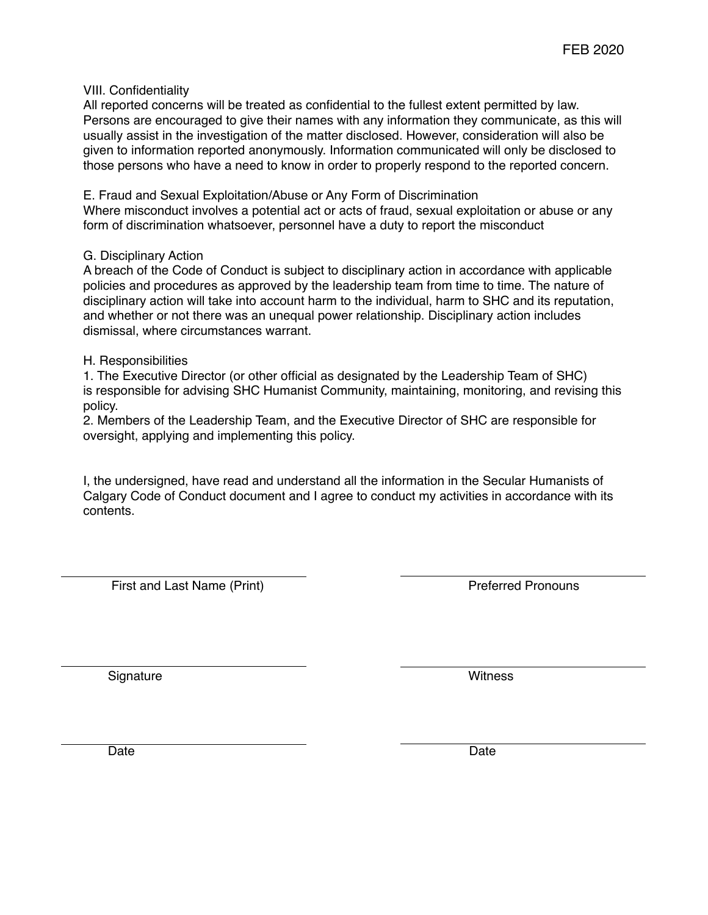### VIII. Confidentiality

All reported concerns will be treated as confidential to the fullest extent permitted by law. Persons are encouraged to give their names with any information they communicate, as this will usually assist in the investigation of the matter disclosed. However, consideration will also be given to information reported anonymously. Information communicated will only be disclosed to those persons who have a need to know in order to properly respond to the reported concern.

### E. Fraud and Sexual Exploitation/Abuse or Any Form of Discrimination

Where misconduct involves a potential act or acts of fraud, sexual exploitation or abuse or any form of discrimination whatsoever, personnel have a duty to report the misconduct

### G. Disciplinary Action

A breach of the Code of Conduct is subject to disciplinary action in accordance with applicable policies and procedures as approved by the leadership team from time to time. The nature of disciplinary action will take into account harm to the individual, harm to SHC and its reputation, and whether or not there was an unequal power relationship. Disciplinary action includes dismissal, where circumstances warrant.

### H. Responsibilities

1. The Executive Director (or other official as designated by the Leadership Team of SHC) is responsible for advising SHC Humanist Community, maintaining, monitoring, and revising this policy.
2. Members of the Leadership Team, and the Executive Director of SHC are responsible for oversight, applying and implementing this policy.

I, the undersigned, have read and understand all the information in the Secular Humanists of Calgary Code of Conduct document and I agree to conduct my activities in accordance with its contents.

\_\_\_\_\_\_\_\_\_\_\_\_\_\_\_\_\_\_\_\_\_\_\_\_\_\_\_\_\_\_\_\_
First and Last Name (Print)

\_\_\_\_\_\_\_\_\_\_\_\_\_\_\_\_\_\_\_\_\_\_\_\_\_\_\_\_\_\_\_\_
Preferred Pronouns

\_\_\_\_\_\_\_\_\_\_\_\_\_\_\_\_\_\_\_\_\_\_\_\_\_\_\_\_\_\_\_\_
Signature

\_\_\_\_\_\_\_\_\_\_\_\_\_\_\_\_\_\_\_\_\_\_\_\_\_\_\_\_\_\_\_\_
Witness

\_\_\_\_\_\_\_\_\_\_\_\_\_\_\_\_\_\_\_\_\_\_\_\_\_\_\_\_\_\_\_\_
Date

\_\_\_\_\_\_\_\_\_\_\_\_\_\_\_\_\_\_\_\_\_\_\_\_\_\_\_\_\_\_\_\_
Date